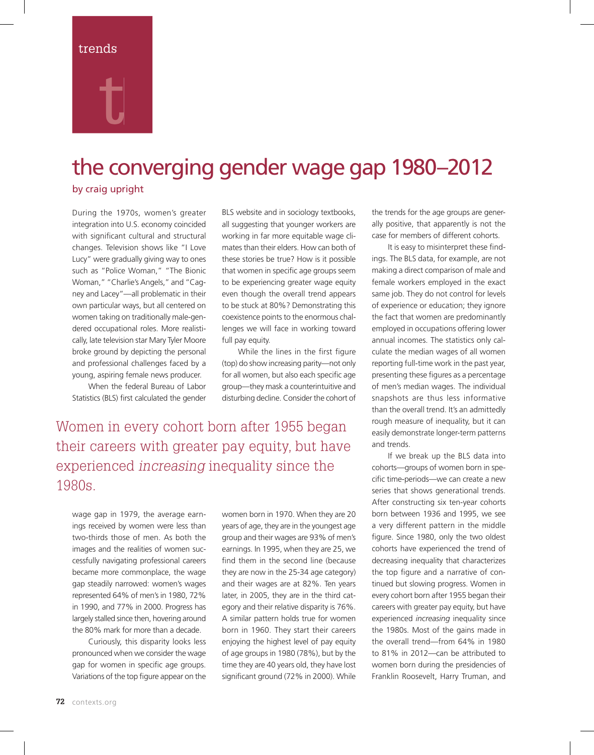trends

# the converging gender wage gap 1980–2012

### by craig upright

During the 1970s, women's greater integration into U.S. economy coincided with significant cultural and structural changes. Television shows like "I Love Lucy" were gradually giving way to ones such as "Police Woman," "The Bionic Woman," "Charlie's Angels," and "Cagney and Lacey"—all problematic in their own particular ways, but all centered on women taking on traditionally male-gendered occupational roles. More realistically, late television star Mary Tyler Moore broke ground by depicting the personal and professional challenges faced by a young, aspiring female news producer.

When the federal Bureau of Labor Statistics (BLS) first calculated the gender wage gap in 1979, the average earnings received by women were less than two-thirds those of men. As both the images and the realities of women successfully navigating professional careers became more commonplace, the wage gap steadily narrowed: women's wages represented 64% of men's in 1980, 72% in 1990, and 77% in 2000. Progress has largely stalled since then, hovering around the 80% mark for more than a decade.

Curiously, this disparity looks less pronounced when we consider the wage gap for women in specific age groups. Variations of the top figure appear on the BLS website and in sociology textbooks, all suggesting that younger workers are working in far more equitable wage climates than their elders. How can both of these stories be true? How is it possible that women in specific age groups seem to be experiencing greater wage equity even though the overall trend appears to be stuck at 80%? Demonstrating this coexistence points to the enormous challenges we will face in working toward full pay equity.

While the lines in the first figure (top) do show increasing parity—not only for all women, but also each specific age group—they mask a counterintuitive and disturbing decline. Consider the cohort of women born in 1970. When they are 20 years of age, they are in the youngest age group and their wages are 93% of men's earnings. In 1995, when they are 25, we find them in the second line (because they are now in the 25-34 age category) and their wages are at 82%. Ten years later, in 2005, they are in the third category and their relative disparity is 76%. A similar pattern holds true for women born in 1960. They start their careers enjoying the highest level of pay equity of age groups in 1980 (78%), but by the time they are 40 years old, they have lost significant ground (72% in 2000). While the trends for the age groups are generally positive, that apparently is not the case for members of different cohorts.

> Women in every cohort born after 1955 began their careers with greater pay equity, but have experienced *increasing* inequality since the 1980s.

It is easy to misinterpret these findings. The BLS data, for example, are not making a direct comparison of male and female workers employed in the exact same job. They do not control for levels of experience or education; they ignore the fact that women are predominantly employed in occupations offering lower annual incomes. The statistics only calculate the median wages of all women reporting full-time work in the past year, presenting these figures as a percentage of men's median wages. The individual snapshots are thus less informative than the overall trend. It's an admittedly rough measure of inequality, but it can easily demonstrate longer-term patterns and trends.

If we break up the BLS data into cohorts—groups of women born in specific time-periods—we can create a new series that shows generational trends. After constructing six ten-year cohorts born between 1936 and 1995, we see a very different pattern in the middle figure. Since 1980, only the two oldest cohorts have experienced the trend of decreasing inequality that characterizes the top figure and a narrative of continued but slowing progress. Women in every cohort born after 1955 began their careers with greater pay equity, but have experienced *increasing* inequality since the 1980s. Most of the gains made in the overall trend—from 64% in 1980 to 81% in 2012—can be attributed to women born during the presidencies of Franklin Roosevelt, Harry Truman, and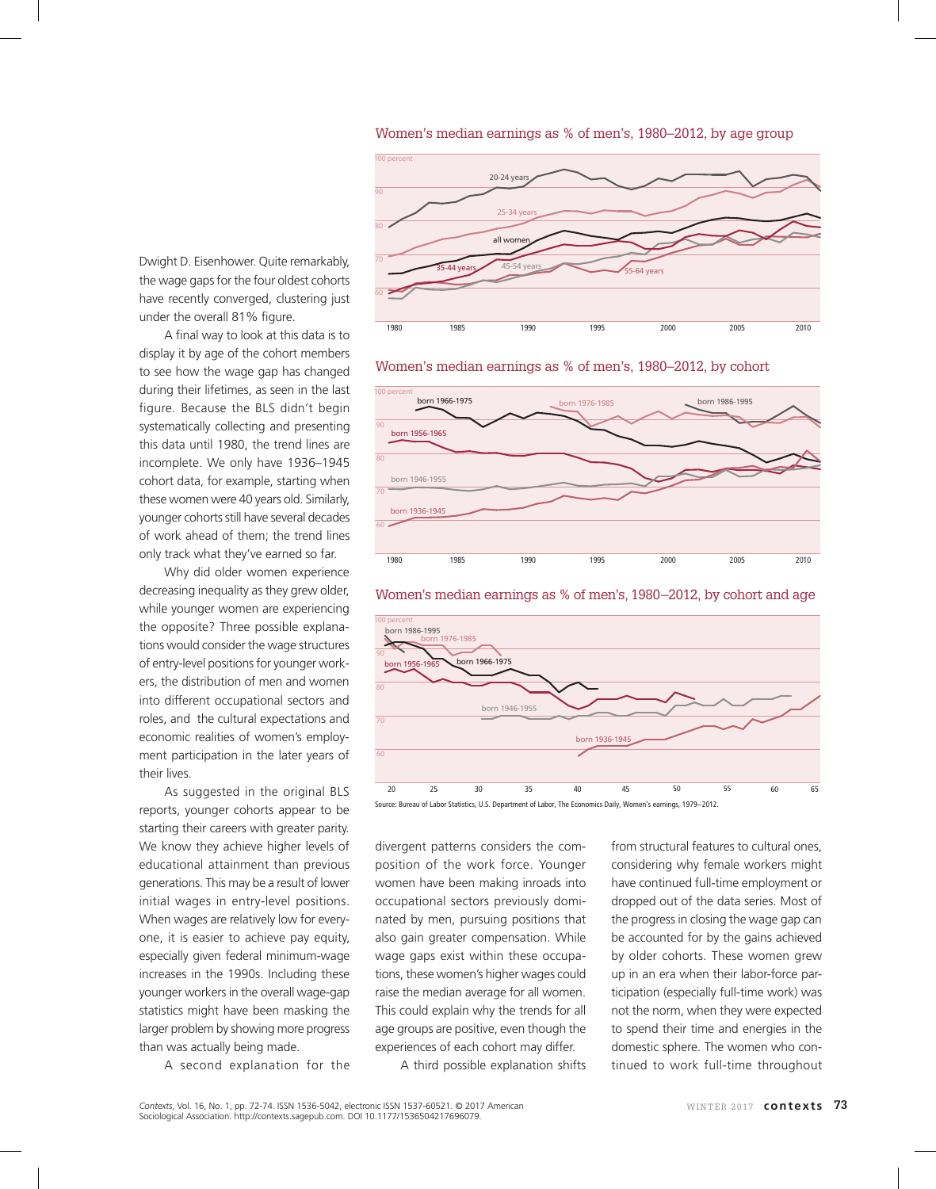Dwight D. Eisenhower. Quite remarkably, the wage gaps for the four oldest cohorts have recently converged, clustering just under the overall 81% figure.

A final way to look at this data is to display it by age of the cohort members to see how the wage gap has changed during their lifetimes, as seen in the last figure. Because the BLS didn't begin systematically collecting and presenting this data until 1980, the trend lines are incomplete. We only have 1936–1945 cohort data, for example, starting when these women were 40 years old. Similarly, younger cohorts still have several decades of work ahead of them; the trend lines only track what they've earned so far.

Why did older women experience decreasing inequality as they grew older, while younger women are experiencing the opposite? Three possible explanations would consider the wage structures of entry-level positions for younger workers, the distribution of men and women into different occupational sectors and roles, and the cultural expectations and economic realities of women's employment participation in the later years of their lives.

As suggested in the original BLS reports, younger cohorts appear to be starting their careers with greater parity. We know they achieve higher levels of educational attainment than previous generations. This may be a result of lower initial wages in entry-level positions. When wages are relatively low for everyone, it is easier to achieve pay equity, especially given federal minimum-wage increases in the 1990s. Including these younger workers in the overall wage-gap statistics might have been masking the larger problem by showing more progress than was actually being made.

A second explanation for the divergent patterns considers the composition of the work force. Younger women have been making inroads into occupational sectors previously dominated by men, pursuing positions that also gain greater compensation. While wage gaps exist within these occupations, these women's higher wages could raise the median average for all women. This could explain why the trends for all age groups are positive, even though the experiences of each cohort may differ.

A third possible explanation shifts from structural features to cultural ones, considering why female workers might have continued full-time employment or dropped out of the data series. Most of the progress in closing the wage gap can be accounted for by the gains achieved by older cohorts. These women grew up in an era when their labor-force participation (especially full-time work) was not the norm, when they were expected to spend their time and energies in the domestic sphere. The women who continued to work full-time throughout

Women's median earnings as % of men's, 1980–2012, by age group

Women's median earnings as % of men's, 1980–2012, by cohort

Women's median earnings as % of men's, 1980–2012, by cohort and age

Source: Bureau of Labor Statistics, U.S. Department of Labor, The Economics Daily, Women's earnings, 1979–2012.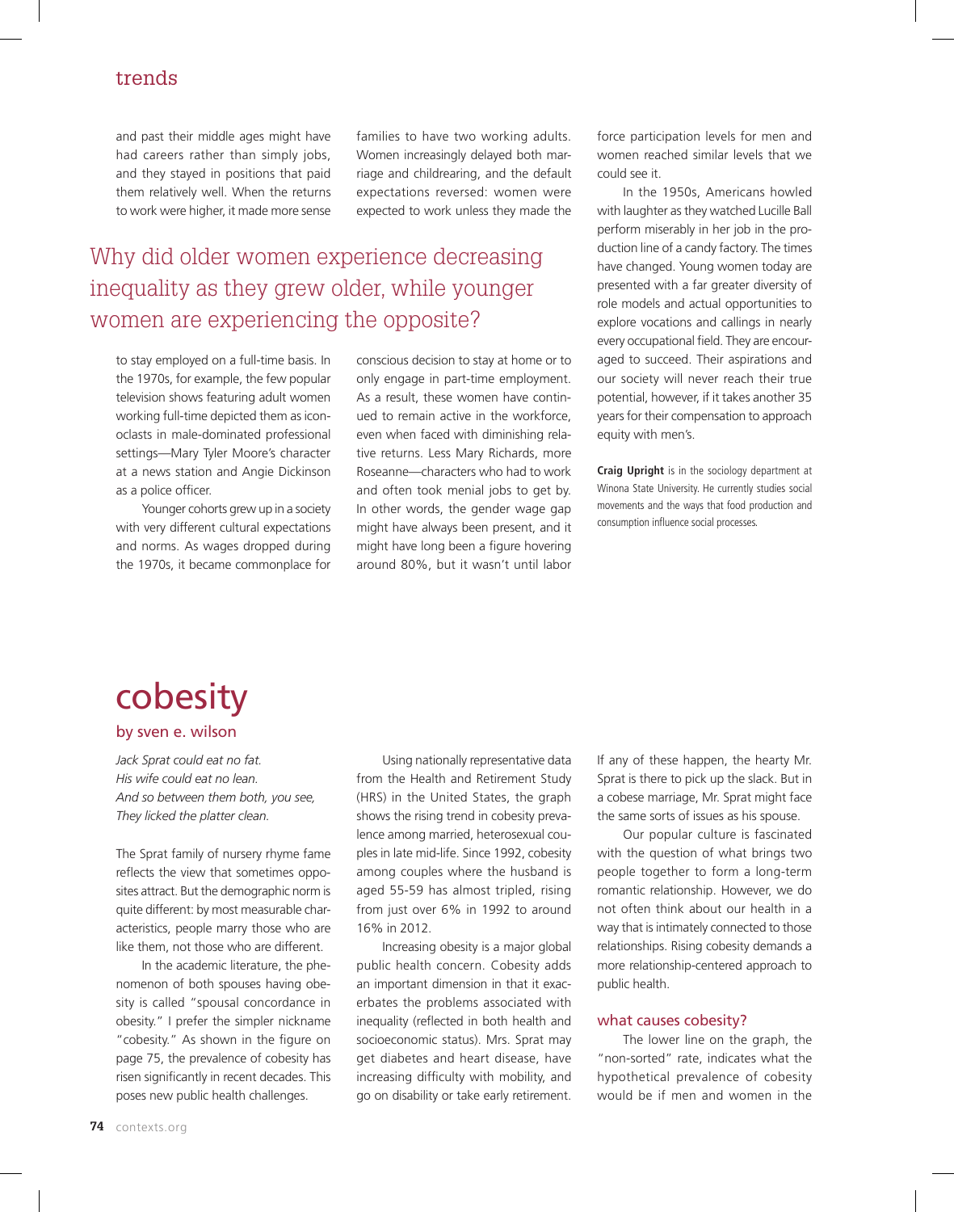and past their middle ages might have had careers rather than simply jobs, and they stayed in positions that paid them relatively well. When the returns to work were higher, it made more sense to stay employed on a full-time basis. In the 1970s, for example, the few popular television shows featuring adult women working full-time depicted them as iconoclasts in male-dominated professional settings—Mary Tyler Moore's character at a news station and Angie Dickinson as a police officer.

Younger cohorts grew up in a society with very different cultural expectations and norms. As wages dropped during the 1970s, it became commonplace for families to have two working adults. Women increasingly delayed both marriage and childrearing, and the default expectations reversed: women were expected to work unless they made the conscious decision to stay at home or to only engage in part-time employment. As a result, these women have continued to remain active in the workforce, even when faced with diminishing relative returns. Less Mary Richards, more Roseanne—characters who had to work and often took menial jobs to get by. In other words, the gender wage gap might have always been present, and it might have long been a figure hovering around 80%, but it wasn't until labor force participation levels for men and women reached similar levels that we could see it.

> Why did older women experience decreasing inequality as they grew older, while younger women are experiencing the opposite?

In the 1950s, Americans howled with laughter as they watched Lucille Ball perform miserably in her job in the production line of a candy factory. The times have changed. Young women today are presented with a far greater diversity of role models and actual opportunities to explore vocations and callings in nearly every occupational field. They are encouraged to succeed. Their aspirations and our society will never reach their true potential, however, if it takes another 35 years for their compensation to approach equity with men's.

**Craig Upright** is in the sociology department at Winona State University. He currently studies social movements and the ways that food production and consumption influence social processes.

# cobesity

## by sven e. wilson

*Jack Sprat could eat no fat.*
*His wife could eat no lean.*
*And so between them both, you see,*
*They licked the platter clean.*

The Sprat family of nursery rhyme fame reflects the view that sometimes opposites attract. But the demographic norm is quite different: by most measurable characteristics, people marry those who are like them, not those who are different.

In the academic literature, the phenomenon of both spouses having obesity is called "spousal concordance in obesity." I prefer the simpler nickname "cobesity." As shown in the figure on page 75, the prevalence of cobesity has risen significantly in recent decades. This poses new public health challenges.

Using nationally representative data from the Health and Retirement Study (HRS) in the United States, the graph shows the rising trend in cobesity prevalence among married, heterosexual couples in late mid-life. Since 1992, cobesity among couples where the husband is aged 55-59 has almost tripled, rising from just over 6% in 1992 to around 16% in 2012.

Increasing obesity is a major global public health concern. Cobesity adds an important dimension in that it exacerbates the problems associated with inequality (reflected in both health and socioeconomic status). Mrs. Sprat may get diabetes and heart disease, have increasing difficulty with mobility, and go on disability or take early retirement. If any of these happen, the hearty Mr. Sprat is there to pick up the slack. But in a cobese marriage, Mr. Sprat might face the same sorts of issues as his spouse.

Our popular culture is fascinated with the question of what brings two people together to form a long-term romantic relationship. However, we do not often think about our health in a way that is intimately connected to those relationships. Rising cobesity demands a more relationship-centered approach to public health.

### what causes cobesity?

The lower line on the graph, the "non-sorted" rate, indicates what the hypothetical prevalence of cobesity would be if men and women in the